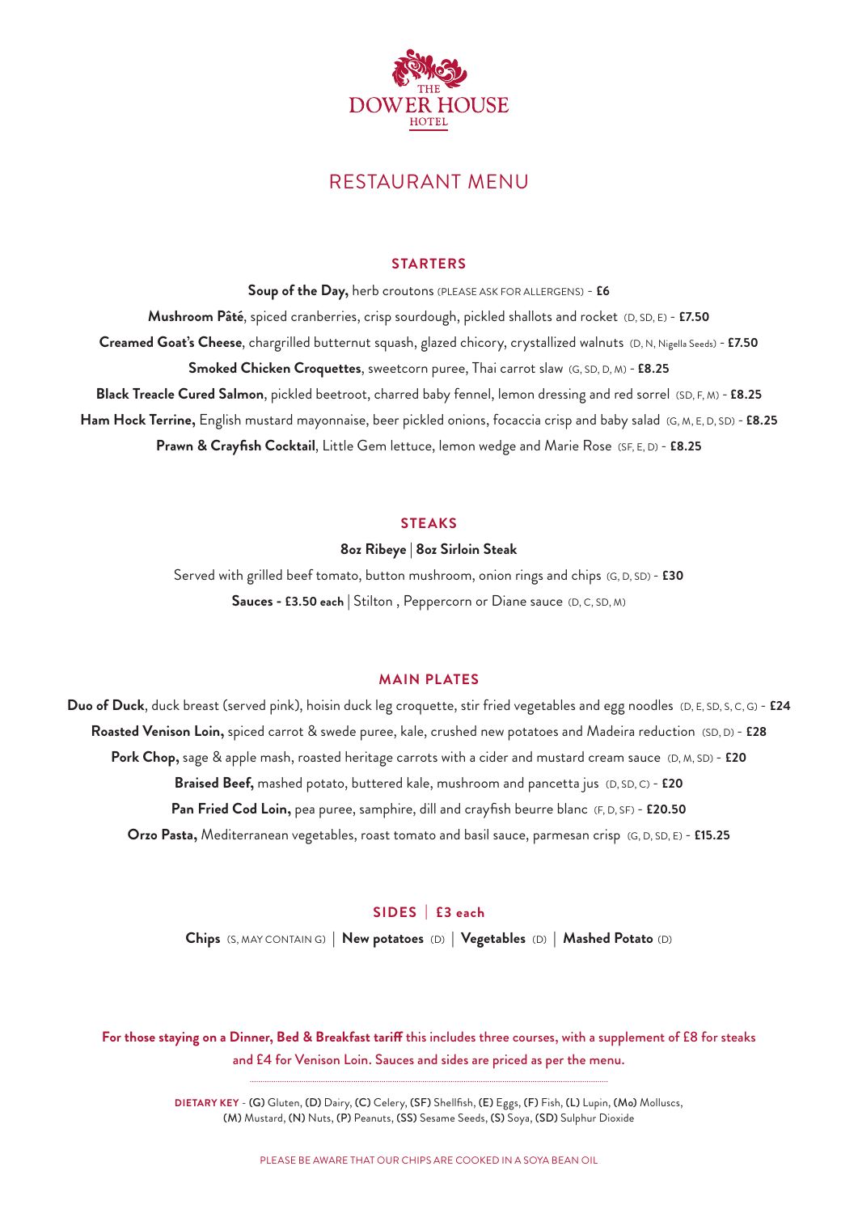THE DOWER HOUSE HOTEL

# RESTAURANT MENU

## STARTERS

**Soup of the Day,** herb croutons (PLEASE ASK FOR ALLERGENS) - **£6**

**Mushroom Pâté**, spiced cranberries, crisp sourdough, pickled shallots and rocket (D, SD, E) - **£7.50**

**Creamed Goat's Cheese**, chargrilled butternut squash, glazed chicory, crystallized walnuts (D, N, Nigella Seeds) - **£7.50**

**Smoked Chicken Croquettes**, sweetcorn puree, Thai carrot slaw (G, SD, D, M) - **£8.25**

**Black Treacle Cured Salmon**, pickled beetroot, charred baby fennel, lemon dressing and red sorrel (SD, F, M) - **£8.25**

**Ham Hock Terrine,** English mustard mayonnaise, beer pickled onions, focaccia crisp and baby salad (G, M, E, D, SD) - **£8.25**

**Prawn & Crayfish Cocktail**, Little Gem lettuce, lemon wedge and Marie Rose (SF, E, D) - **£8.25**

## STEAKS

**8oz Ribeye** | **8oz Sirloin Steak**

Served with grilled beef tomato, button mushroom, onion rings and chips (G, D, SD) - **£30**

**Sauces - £3.50 each** | Stilton , Peppercorn or Diane sauce (D, C, SD, M)

## MAIN PLATES

**Duo of Duck**, duck breast (served pink), hoisin duck leg croquette, stir fried vegetables and egg noodles (D, E, SD, S, C, G) - **£24**

**Roasted Venison Loin,** spiced carrot & swede puree, kale, crushed new potatoes and Madeira reduction (SD, D) - **£28**

**Pork Chop,** sage & apple mash, roasted heritage carrots with a cider and mustard cream sauce (D, M, SD) - **£20**

**Braised Beef,** mashed potato, buttered kale, mushroom and pancetta jus (D, SD, C) - **£20**

**Pan Fried Cod Loin,** pea puree, samphire, dill and crayfish beurre blanc (F, D, SF) - **£20.50**

**Orzo Pasta,** Mediterranean vegetables, roast tomato and basil sauce, parmesan crisp (G, D, SD, E) - **£15.25**

## SIDES | £3 each

**Chips** (S, MAY CONTAIN G) | **New potatoes** (D) | **Vegetables** (D) | **Mashed Potato** (D)

**For those staying on a Dinner, Bed & Breakfast tariff this includes three courses, with a supplement of £8 for steaks and £4 for Venison Loin. Sauces and sides are priced as per the menu.**

**DIETARY KEY** - **(G)** Gluten, **(D)** Dairy, **(C)** Celery, **(SF)** Shellfish, **(E)** Eggs, **(F)** Fish, **(L)** Lupin, **(Mo)** Molluscs, **(M)** Mustard, **(N)** Nuts, **(P)** Peanuts, **(SS)** Sesame Seeds, **(S)** Soya, **(SD)** Sulphur Dioxide

PLEASE BE AWARE THAT OUR CHIPS ARE COOKED IN A SOYA BEAN OIL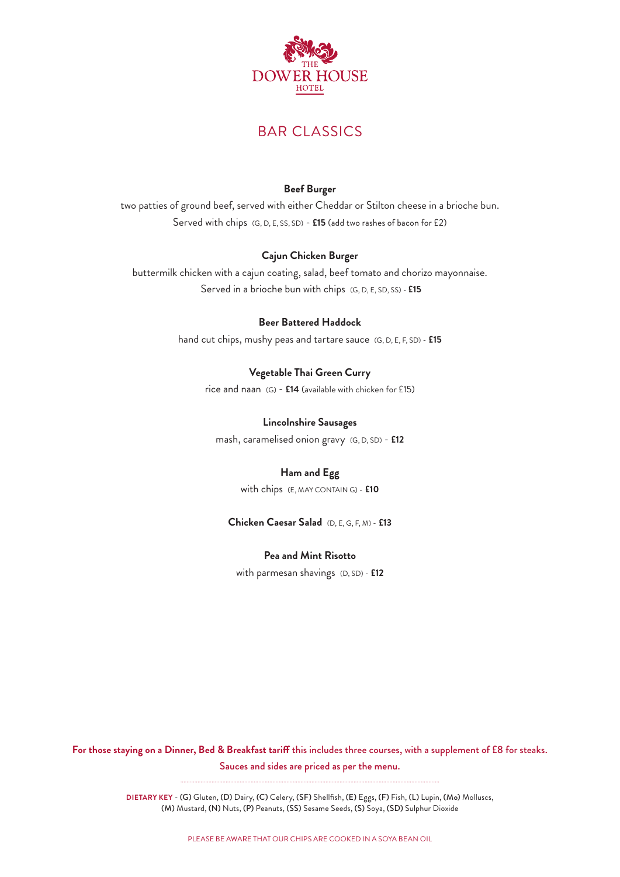THE DOWER HOUSE HOTEL

# BAR CLASSICS

**Beef Burger**

two patties of ground beef, served with either Cheddar or Stilton cheese in a brioche bun. Served with chips (G, D, E, SS, SD) - **£15** (add two rashes of bacon for £2)

**Cajun Chicken Burger**

buttermilk chicken with a cajun coating, salad, beef tomato and chorizo mayonnaise. Served in a brioche bun with chips (G, D, E, SD, SS) - **£15**

**Beer Battered Haddock**

hand cut chips, mushy peas and tartare sauce (G, D, E, F, SD) - **£15**

**Vegetable Thai Green Curry**

rice and naan (G) - **£14** (available with chicken for £15)

**Lincolnshire Sausages**

mash, caramelised onion gravy (G, D, SD) - **£12**

**Ham and Egg**

with chips (E, MAY CONTAIN G) - **£10**

**Chicken Caesar Salad** (D, E, G, F, M) - **£13**

**Pea and Mint Risotto**

with parmesan shavings (D, SD) - **£12**

**For those staying on a Dinner, Bed & Breakfast tariff** this includes three courses, with a supplement of £8 for steaks. Sauces and sides are priced as per the menu.

**DIETARY KEY** - **(G)** Gluten, **(D)** Dairy, **(C)** Celery, **(SF)** Shellfish, **(E)** Eggs, **(F)** Fish, **(L)** Lupin, **(Mo)** Molluscs, **(M)** Mustard, **(N)** Nuts, **(P)** Peanuts, **(SS)** Sesame Seeds, **(S)** Soya, **(SD)** Sulphur Dioxide

PLEASE BE AWARE THAT OUR CHIPS ARE COOKED IN A SOYA BEAN OIL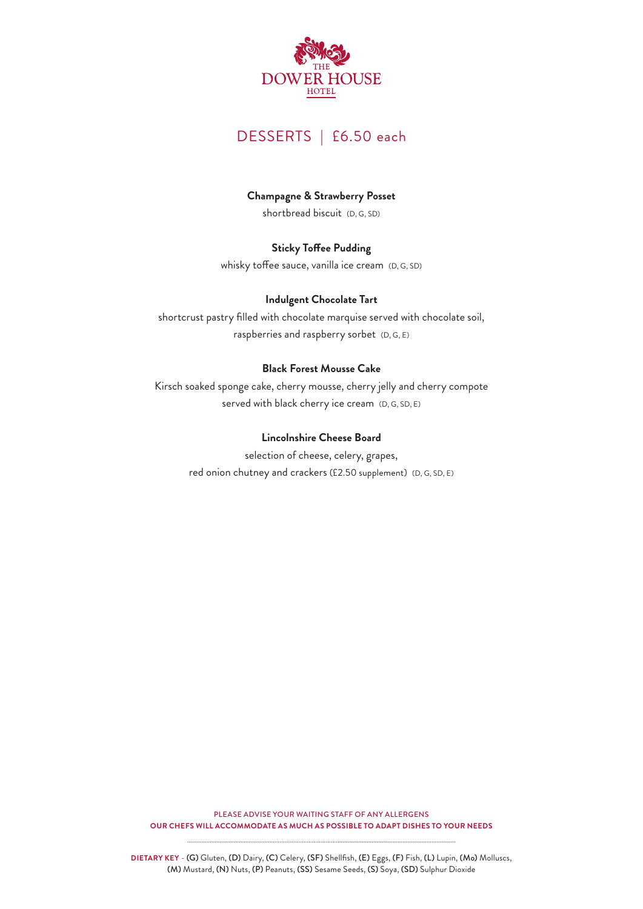THE DOWER HOUSE HOTEL

# DESSERTS | £6.50 each

**Champagne & Strawberry Posset**

shortbread biscuit (D, G, SD)

**Sticky Toffee Pudding**

whisky toffee sauce, vanilla ice cream (D, G, SD)

**Indulgent Chocolate Tart**

shortcrust pastry filled with chocolate marquise served with chocolate soil, raspberries and raspberry sorbet (D, G, E)

**Black Forest Mousse Cake**

Kirsch soaked sponge cake, cherry mousse, cherry jelly and cherry compote served with black cherry ice cream (D, G, SD, E)

**Lincolnshire Cheese Board**

selection of cheese, celery, grapes, red onion chutney and crackers (£2.50 supplement) (D, G, SD, E)

PLEASE ADVISE YOUR WAITING STAFF OF ANY ALLERGENS

**OUR CHEFS WILL ACCOMMODATE AS MUCH AS POSSIBLE TO ADAPT DISHES TO YOUR NEEDS**

**DIETARY KEY** - **(G)** Gluten, **(D)** Dairy, **(C)** Celery, **(SF)** Shellfish, **(E)** Eggs, **(F)** Fish, **(L)** Lupin, **(Mo)** Molluscs, **(M)** Mustard, **(N)** Nuts, **(P)** Peanuts, **(SS)** Sesame Seeds, **(S)** Soya, **(SD)** Sulphur Dioxide